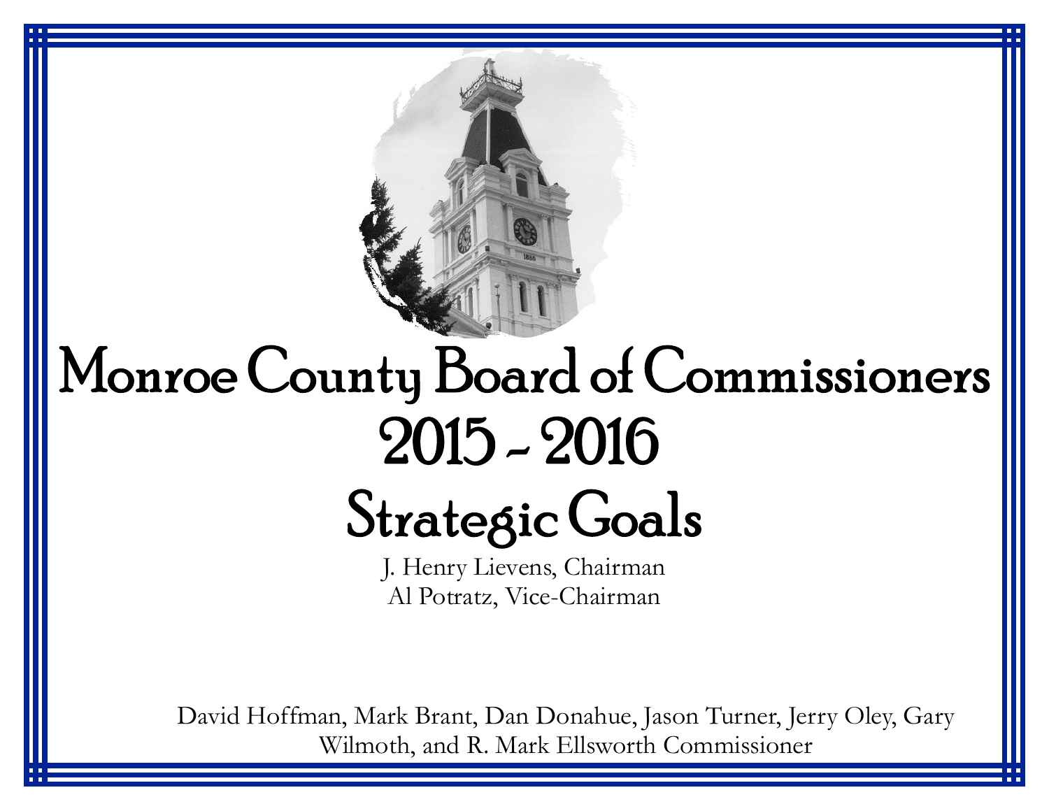# Monroe County Board of Commissioners
# 2015 - 2016
# Strategic Goals

J. Henry Lievens, Chairman
Al Potratz, Vice-Chairman

David Hoffman, Mark Brant, Dan Donahue, Jason Turner, Jerry Oley, Gary Wilmoth, and R. Mark Ellsworth Commissioner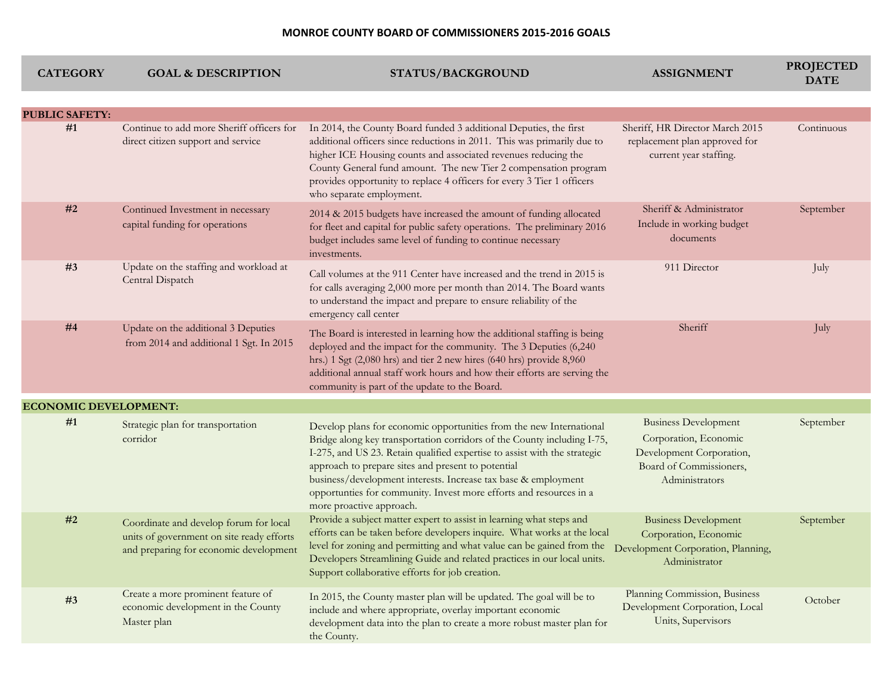# MONROE COUNTY BOARD OF COMMISSIONERS 2015-2016 GOALS

| CATEGORY | GOAL & DESCRIPTION | STATUS/BACKGROUND | ASSIGNMENT | PROJECTED DATE |
|---|---|---|---|---|
| **PUBLIC SAFETY:** | | | | |
| **#1** | Continue to add more Sheriff officers for direct citizen support and service | In 2014, the County Board funded 3 additional Deputies, the first additional officers since reductions in 2011. This was primarily due to higher ICE Housing counts and associated revenues reducing the County General fund amount. The new Tier 2 compensation program provides opportunity to replace 4 officers for every 3 Tier 1 officers who separate employment. | Sheriff, HR Director March 2015 replacement plan approved for current year staffing. | Continuous |
| **#2** | Continued Investment in necessary capital funding for operations | 2014 & 2015 budgets have increased the amount of funding allocated for fleet and capital for public safety operations. The preliminary 2016 budget includes same level of funding to continue necessary investments. | Sheriff & Administrator Include in working budget documents | September |
| **#3** | Update on the staffing and workload at Central Dispatch | Call volumes at the 911 Center have increased and the trend in 2015 is for calls averaging 2,000 more per month than 2014. The Board wants to understand the impact and prepare to ensure reliability of the emergency call center | 911 Director | July |
| **#4** | Update on the additional 3 Deputies from 2014 and additional 1 Sgt. In 2015 | The Board is interested in learning how the additional staffing is being deployed and the impact for the community. The 3 Deputies (6,240 hrs.) 1 Sgt (2,080 hrs) and tier 2 new hires (640 hrs) provide 8,960 additional annual staff work hours and how their efforts are serving the community is part of the update to the Board. | Sheriff | July |
| **ECONOMIC DEVELOPMENT:** | | | | |
| **#1** | Strategic plan for transportation corridor | Develop plans for economic opportunities from the new International Bridge along key transportation corridors of the County including I-75, I-275, and US 23. Retain qualified expertise to assist with the strategic approach to prepare sites and present to potential business/development interests. Increase tax base & employment opportunities for community. Invest more efforts and resources in a more proactive approach. | Business Development Corporation, Economic Development Corporation, Board of Commissioners, Administrators | September |
| **#2** | Coordinate and develop forum for local units of government on site ready efforts and preparing for economic development | Provide a subject matter expert to assist in learning what steps and efforts can be taken before developers inquire. What works at the local level for zoning and permitting and what value can be gained from the Developers Streamlining Guide and related practices in our local units. Support collaborative efforts for job creation. | Business Development Corporation, Economic Development Corporation, Planning, Administrator | September |
| **#3** | Create a more prominent feature of economic development in the County Master plan | In 2015, the County master plan will be updated. The goal will be to include and where appropriate, overlay important economic development data into the plan to create a more robust master plan for the County. | Planning Commission, Business Development Corporation, Local Units, Supervisors | October |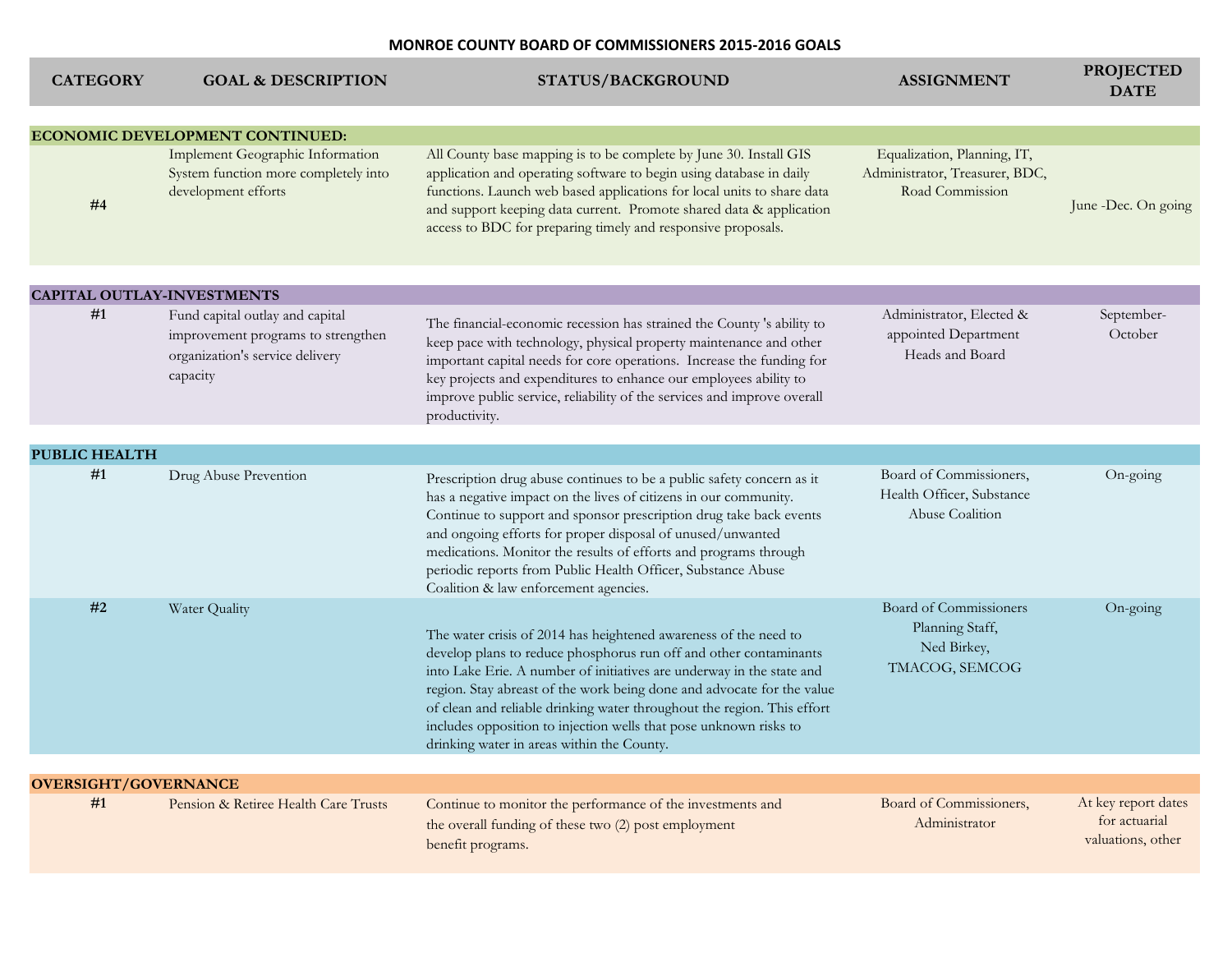## MONROE COUNTY BOARD OF COMMISSIONERS 2015-2016 GOALS

| CATEGORY | GOAL & DESCRIPTION | STATUS/BACKGROUND | ASSIGNMENT | PROJECTED DATE |
|---|---|---|---|---|
| **ECONOMIC DEVELOPMENT CONTINUED:** | | | | |
| **#4** | Implement Geographic Information System function more completely into development efforts | All County base mapping is to be complete by June 30. Install GIS application and operating software to begin using database in daily functions. Launch web based applications for local units to share data and support keeping data current. Promote shared data & application access to BDC for preparing timely and responsive proposals. | Equalization, Planning, IT, Administrator, Treasurer, BDC, Road Commission | June -Dec. On going |
| **CAPITAL OUTLAY-INVESTMENTS** | | | | |
| **#1** | Fund capital outlay and capital improvement programs to strengthen organization's service delivery capacity | The financial-economic recession has strained the County 's ability to keep pace with technology, physical property maintenance and other important capital needs for core operations. Increase the funding for key projects and expenditures to enhance our employees ability to improve public service, reliability of the services and improve overall productivity. | Administrator, Elected & appointed Department Heads and Board | September-October |
| **PUBLIC HEALTH** | | | | |
| **#1** | Drug Abuse Prevention | Prescription drug abuse continues to be a public safety concern as it has a negative impact on the lives of citizens in our community. Continue to support and sponsor prescription drug take back events and ongoing efforts for proper disposal of unused/unwanted medications. Monitor the results of efforts and programs through periodic reports from Public Health Officer, Substance Abuse Coalition & law enforcement agencies. | Board of Commissioners, Health Officer, Substance Abuse Coalition | On-going |
| **#2** | Water Quality | The water crisis of 2014 has heightened awareness of the need to develop plans to reduce phosphorus run off and other contaminants into Lake Erie. A number of initiatives are underway in the state and region. Stay abreast of the work being done and advocate for the value of clean and reliable drinking water throughout the region. This effort includes opposition to injection wells that pose unknown risks to drinking water in areas within the County. | Board of Commissioners Planning Staff, Ned Birkey, TMACOG, SEMCOG | On-going |
| **OVERSIGHT/GOVERNANCE** | | | | |
| **#1** | Pension & Retiree Health Care Trusts | Continue to monitor the performance of the investments and the overall funding of these two (2) post employment benefit programs. | Board of Commissioners, Administrator | At key report dates for actuarial valuations, other |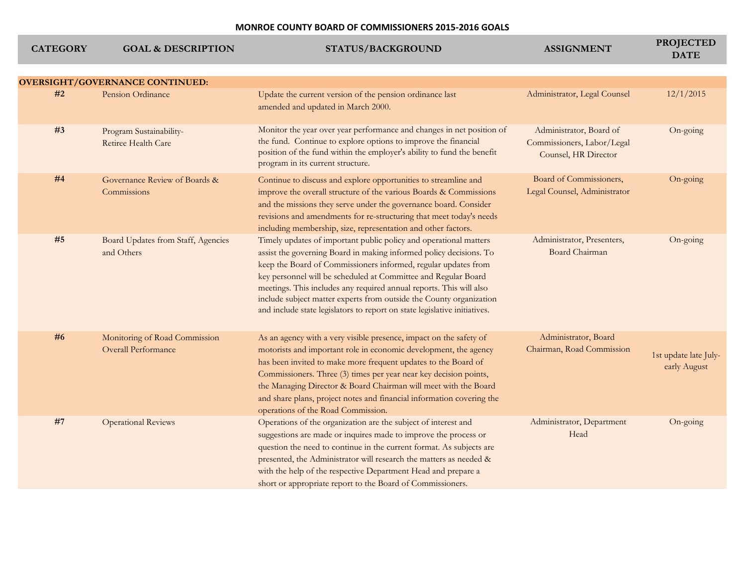# MONROE COUNTY BOARD OF COMMISSIONERS 2015-2016 GOALS

| CATEGORY | GOAL & DESCRIPTION | STATUS/BACKGROUND | ASSIGNMENT | PROJECTED DATE |
|---|---|---|---|---|
| **OVERSIGHT/GOVERNANCE CONTINUED:** | | | | |
| **#2** | Pension Ordinance | Update the current version of the pension ordinance last amended and updated in March 2000. | Administrator, Legal Counsel | 12/1/2015 |
| **#3** | Program Sustainability- Retiree Health Care | Monitor the year over year performance and changes in net position of the fund. Continue to explore options to improve the financial position of the fund within the employer's ability to fund the benefit program in its current structure. | Administrator, Board of Commissioners, Labor/Legal Counsel, HR Director | On-going |
| **#4** | Governance Review of Boards & Commissions | Continue to discuss and explore opportunities to streamline and improve the overall structure of the various Boards & Commissions and the missions they serve under the governance board. Consider revisions and amendments for re-structuring that meet today's needs including membership, size, representation and other factors. | Board of Commissioners, Legal Counsel, Administrator | On-going |
| **#5** | Board Updates from Staff, Agencies and Others | Timely updates of important public policy and operational matters assist the governing Board in making informed policy decisions. To keep the Board of Commissioners informed, regular updates from key personnel will be scheduled at Committee and Regular Board meetings. This includes any required annual reports. This will also include subject matter experts from outside the County organization and include state legislators to report on state legislative initiatives. | Administrator, Presenters, Board Chairman | On-going |
| **#6** | Monitoring of Road Commission Overall Performance | As an agency with a very visible presence, impact on the safety of motorists and important role in economic development, the agency has been invited to make more frequent updates to the Board of Commissioners. Three (3) times per year near key decision points, the Managing Director & Board Chairman will meet with the Board and share plans, project notes and financial information covering the operations of the Road Commission. | Administrator, Board Chairman, Road Commission | 1st update late July-early August |
| **#7** | Operational Reviews | Operations of the organization are the subject of interest and suggestions are made or inquires made to improve the process or question the need to continue in the current format. As subjects are presented, the Administrator will research the matters as needed & with the help of the respective Department Head and prepare a short or appropriate report to the Board of Commissioners. | Administrator, Department Head | On-going |